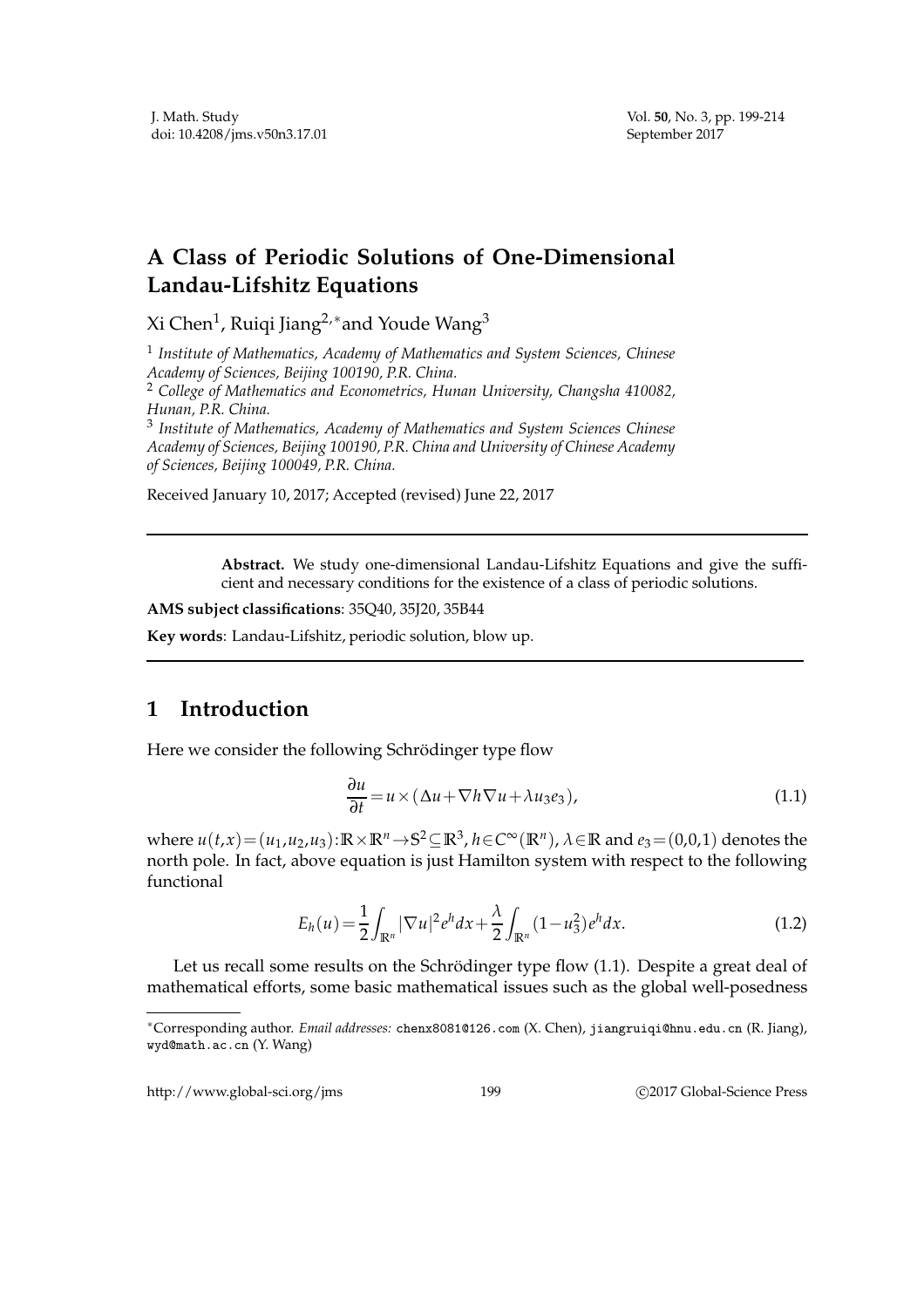# A Class of Periodic Solutions of One-Dimensional Landau-Lifshitz Equations

Xi Chen[1], Ruiqi Jiang[2,*] and Youde Wang[3]

[1] *Institute of Mathematics, Academy of Mathematics and System Sciences, Chinese Academy of Sciences, Beijing 100190, P.R. China.*

[2] *College of Mathematics and Econometrics, Hunan University, Changsha 410082, Hunan, P.R. China.*

[3] *Institute of Mathematics, Academy of Mathematics and System Sciences Chinese Academy of Sciences, Beijing 100190, P.R. China and University of Chinese Academy of Sciences, Beijing 100049, P.R. China.*

Received January 10, 2017; Accepted (revised) June 22, 2017

---

**Abstract.** We study one-dimensional Landau-Lifshitz Equations and give the sufficient and necessary conditions for the existence of a class of periodic solutions.

**AMS subject classifications**: 35Q40, 35J20, 35B44

**Key words**: Landau-Lifshitz, periodic solution, blow up.

---

## 1 Introduction

Here we consider the following Schrödinger type flow

$$\frac{\partial u}{\partial t} = u\times(\Delta u + \nabla h \nabla u + \lambda u_3 e_3), \tag{1.1}$$

where $u(t,x)=(u_1,u_2,u_3):\mathbb{R}\times\mathbb{R}^n\to\mathbb{S}^2\subseteq\mathbb{R}^3$, $h\in C^\infty(\mathbb{R}^n)$, $\lambda\in\mathbb{R}$ and $e_3=(0,0,1)$ denotes the north pole. In fact, above equation is just Hamilton system with respect to the following functional

$$E_h(u)=\frac{1}{2}\int_{\mathbb{R}^n}|\nabla u|^2 e^h dx + \frac{\lambda}{2}\int_{\mathbb{R}^n}(1-u_3^2)e^h dx. \tag{1.2}$$

Let us recall some results on the Schrödinger type flow (1.1). Despite a great deal of mathematical efforts, some basic mathematical issues such as the global well-posedness

---

[*] Corresponding author. *Email addresses:* chenx8081@126.com (X. Chen), jiangruiqi@hnu.edu.cn (R. Jiang), wyd@math.ac.cn (Y. Wang)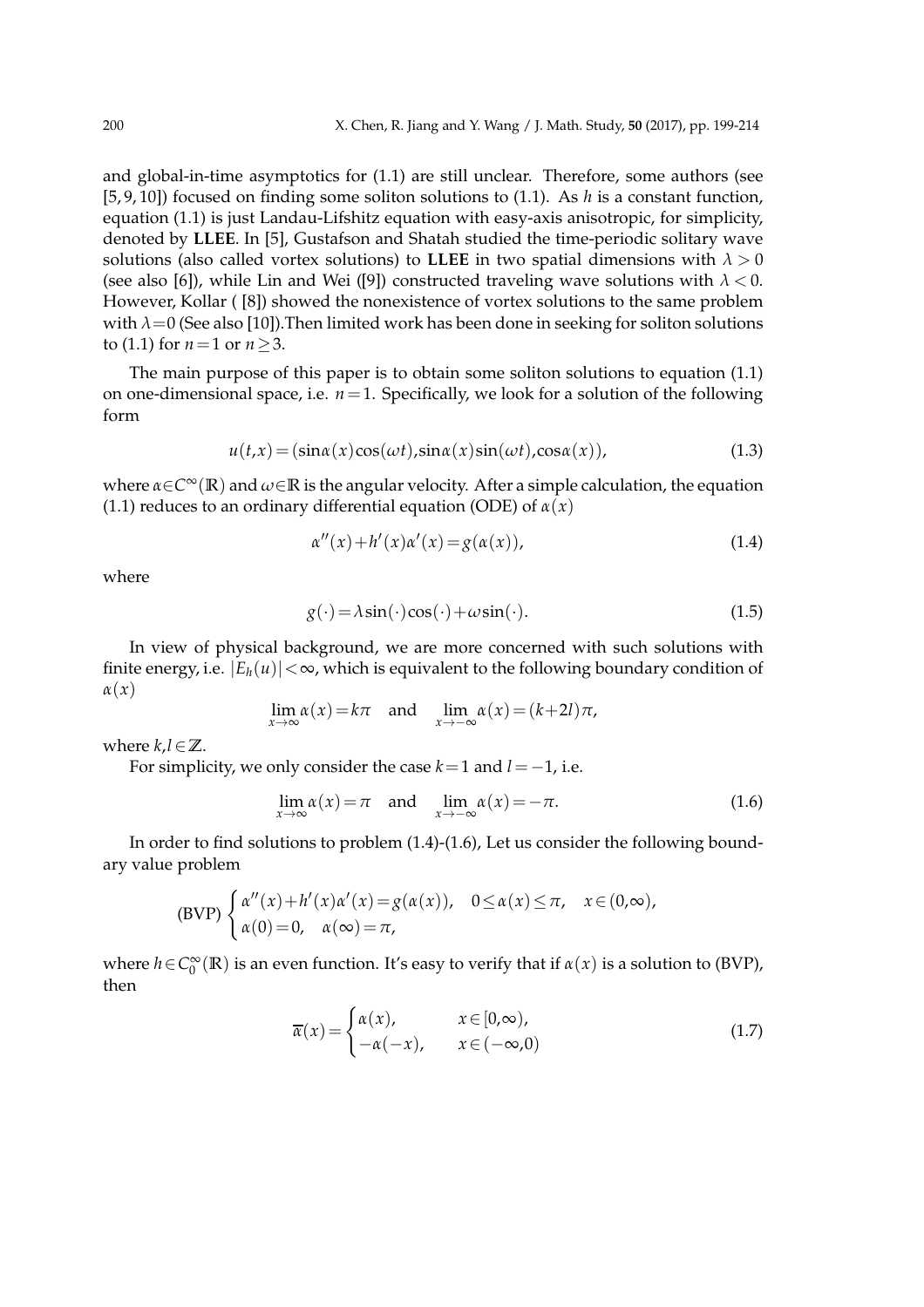and global-in-time asymptotics for (1.1) are still unclear. Therefore, some authors (see [5, 9, 10]) focused on finding some soliton solutions to (1.1). As $h$ is a constant function, equation (1.1) is just Landau-Lifshitz equation with easy-axis anisotropic, for simplicity, denoted by **LLEE**. In [5], Gustafson and Shatah studied the time-periodic solitary wave solutions (also called vortex solutions) to **LLEE** in two spatial dimensions with $\lambda > 0$ (see also [6]), while Lin and Wei ([9]) constructed traveling wave solutions with $\lambda < 0$. However, Kollar ( [8]) showed the nonexistence of vortex solutions to the same problem with $\lambda = 0$ (See also [10]).Then limited work has been done in seeking for soliton solutions to (1.1) for $n=1$ or $n \geq 3$.

The main purpose of this paper is to obtain some soliton solutions to equation (1.1) on one-dimensional space, i.e. $n=1$. Specifically, we look for a solution of the following form

$$u(t,x) = (\sin\alpha(x)\cos(\omega t), \sin\alpha(x)\sin(\omega t), \cos\alpha(x)), \tag{1.3}$$

where $\alpha \in C^\infty(\mathbb{R})$ and $\omega \in \mathbb{R}$ is the angular velocity. After a simple calculation, the equation (1.1) reduces to an ordinary differential equation (ODE) of $\alpha(x)$

$$\alpha''(x) + h'(x)\alpha'(x) = g(\alpha(x)), \tag{1.4}$$

where

$$g(\cdot) = \lambda \sin(\cdot)\cos(\cdot) + \omega \sin(\cdot). \tag{1.5}$$

In view of physical background, we are more concerned with such solutions with finite energy, i.e. $|E_h(u)| < \infty$, which is equivalent to the following boundary condition of $\alpha(x)$

$$\lim_{x\to\infty} \alpha(x) = k\pi \quad \text{and} \quad \lim_{x\to-\infty} \alpha(x) = (k+2l)\pi,$$

where $k, l \in \mathbb{Z}$.

For simplicity, we only consider the case $k=1$ and $l=-1$, i.e.

$$\lim_{x\to\infty} \alpha(x) = \pi \quad \text{and} \quad \lim_{x\to-\infty} \alpha(x) = -\pi. \tag{1.6}$$

In order to find solutions to problem (1.4)-(1.6), Let us consider the following boundary value problem

$$\text{(BVP)} \begin{cases} \alpha''(x) + h'(x)\alpha'(x) = g(\alpha(x)), & 0 \leq \alpha(x) \leq \pi, \quad x \in (0,\infty), \\ \alpha(0) = 0, \quad \alpha(\infty) = \pi, \end{cases}$$

where $h \in C_0^\infty(\mathbb{R})$ is an even function. It's easy to verify that if $\alpha(x)$ is a solution to (BVP), then

$$\overline{\alpha}(x) = \begin{cases} \alpha(x), & x \in [0,\infty), \\ -\alpha(-x), & x \in (-\infty, 0) \end{cases} \tag{1.7}$$